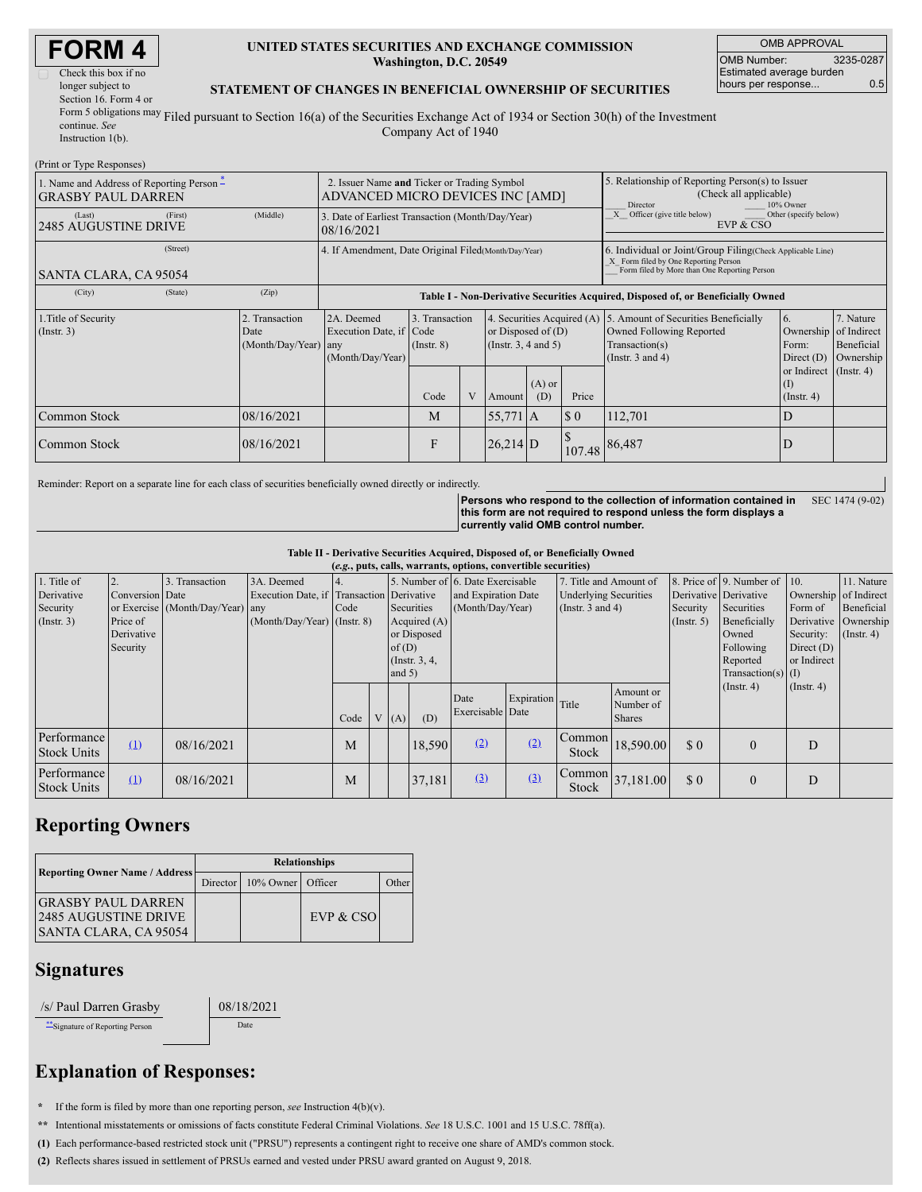# FORM 4

☐ Check this box if no longer subject to Section 16. Form 4 or Form 5 obligations may continue. *See* Instruction 1(b).

**UNITED STATES SECURITIES AND EXCHANGE COMMISSION**
**Washington, D.C. 20549**

**STATEMENT OF CHANGES IN BENEFICIAL OWNERSHIP OF SECURITIES**

Filed pursuant to Section 16(a) of the Securities Exchange Act of 1934 or Section 30(h) of the Investment Company Act of 1940

| OMB APPROVAL | |
|---|---|
| OMB Number: | 3235-0287 |
| Estimated average burden hours per response... | 0.5 |

(Print or Type Responses)

| 1. Name and Address of Reporting Person * | 2. Issuer Name **and** Ticker or Trading Symbol | 5. Relationship of Reporting Person(s) to Issuer (Check all applicable) |
|---|---|---|
| GRASBY PAUL DARREN | ADVANCED MICRO DEVICES INC [AMD] | ___ Director ___ 10% Owner |
| (Last) (First) (Middle) 2485 AUGUSTINE DRIVE | 3. Date of Earliest Transaction (Month/Day/Year) 08/16/2021 | _X_ Officer (give title below) ___ Other (specify below) EVP & CSO |
| (Street) SANTA CLARA, CA 95054 | 4. If Amendment, Date Original Filed (Month/Day/Year) | 6. Individual or Joint/Group Filing (Check Applicable Line) _X_ Form filed by One Reporting Person ___ Form filed by More than One Reporting Person |
| (City) (State) (Zip) | | |

**Table I - Non-Derivative Securities Acquired, Disposed of, or Beneficially Owned**

| 1.Title of Security (Instr. 3) | 2. Transaction Date (Month/Day/Year) | 2A. Deemed Execution Date, if any (Month/Day/Year) | 3. Transaction Code (Instr. 8) | | 4. Securities Acquired (A) or Disposed of (D) (Instr. 3, 4 and 5) | | | 5. Amount of Securities Beneficially Owned Following Reported Transaction(s) (Instr. 3 and 4) | 6. Ownership Form: Direct (D) or Indirect (I) (Instr. 4) | 7. Nature of Indirect Beneficial Ownership (Instr. 4) |
|---|---|---|---|---|---|---|---|---|---|---|
| | | | Code | V | Amount | (A) or (D) | Price | | | |
| Common Stock | 08/16/2021 | | M | | 55,771 | A | $ 0 | 112,701 | D | |
| Common Stock | 08/16/2021 | | F | | 26,214 | D | $ 107.48 | 86,487 | D | |

Reminder: Report on a separate line for each class of securities beneficially owned directly or indirectly.

**Persons who respond to the collection of information contained in this form are not required to respond unless the form displays a currently valid OMB control number.** SEC 1474 (9-02)

**Table II - Derivative Securities Acquired, Disposed of, or Beneficially Owned**
**(*e.g.*, puts, calls, warrants, options, convertible securities)**

| 1. Title of Derivative Security (Instr. 3) | 2. Conversion or Exercise Price of Derivative Security | 3. Transaction Date (Month/Day/Year) | 3A. Deemed Execution Date, if any (Month/Day/Year) | 4. Transaction Code (Instr. 8) | | 5. Number of Derivative Securities Acquired (A) or Disposed of (D) (Instr. 3, 4, and 5) | | 6. Date Exercisable and Expiration Date (Month/Day/Year) | | 7. Title and Amount of Underlying Securities (Instr. 3 and 4) | | 8. Price of Derivative Security (Instr. 5) | 9. Number of Derivative Securities Beneficially Owned Following Reported Transaction(s) (Instr. 4) | 10. Ownership Form of Derivative Security: Direct (D) or Indirect (I) (Instr. 4) | 11. Nature of Indirect Beneficial Ownership (Instr. 4) |
|---|---|---|---|---|---|---|---|---|---|---|---|---|---|---|---|
| | | | | Code | V | (A) | (D) | Date Exercisable | Expiration Date | Title | Amount or Number of Shares | | | | |
| Performance Stock Units | (1) | 08/16/2021 | | M | | | 18,590 | (2) | (2) | Common Stock | 18,590.00 | $ 0 | 0 | D | |
| Performance Stock Units | (1) | 08/16/2021 | | M | | | 37,181 | (3) | (3) | Common Stock | 37,181.00 | $ 0 | 0 | D | |

## Reporting Owners

| Reporting Owner Name / Address | Relationships | | | |
|---|---|---|---|---|
| | Director | 10% Owner | Officer | Other |
| GRASBY PAUL DARREN 2485 AUGUSTINE DRIVE SANTA CLARA, CA 95054 | | | EVP & CSO | |

## Signatures

| /s/ Paul Darren Grasby | 08/18/2021 |
|---|---|
| ** Signature of Reporting Person | Date |

## Explanation of Responses:

**\*** If the form is filed by more than one reporting person, *see* Instruction 4(b)(v).

**\*\*** Intentional misstatements or omissions of facts constitute Federal Criminal Violations. *See* 18 U.S.C. 1001 and 15 U.S.C. 78ff(a).

**(1)** Each performance-based restricted stock unit ("PRSU") represents a contingent right to receive one share of AMD's common stock.

**(2)** Reflects shares issued in settlement of PRSUs earned and vested under PRSU award granted on August 9, 2018.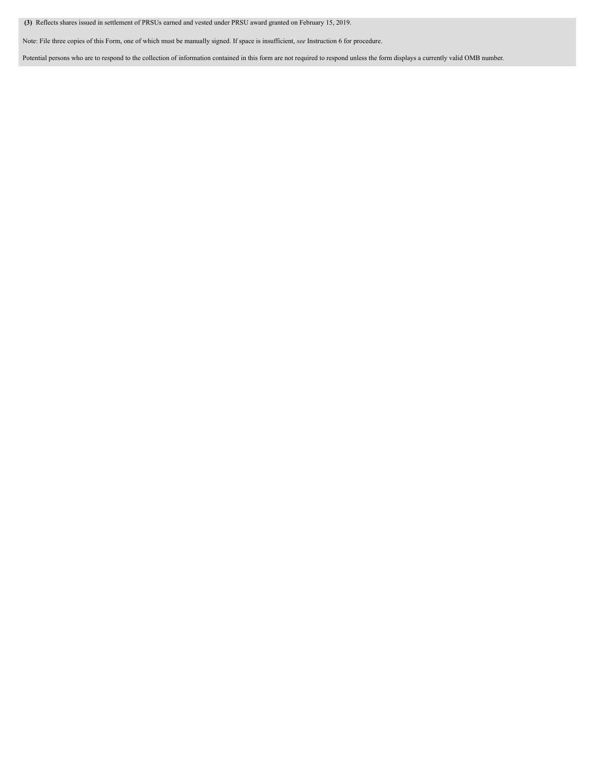**(3)** Reflects shares issued in settlement of PRSUs earned and vested under PRSU award granted on February 15, 2019.

Note: File three copies of this Form, one of which must be manually signed. If space is insufficient, *see* Instruction 6 for procedure.

Potential persons who are to respond to the collection of information contained in this form are not required to respond unless the form displays a currently valid OMB number.